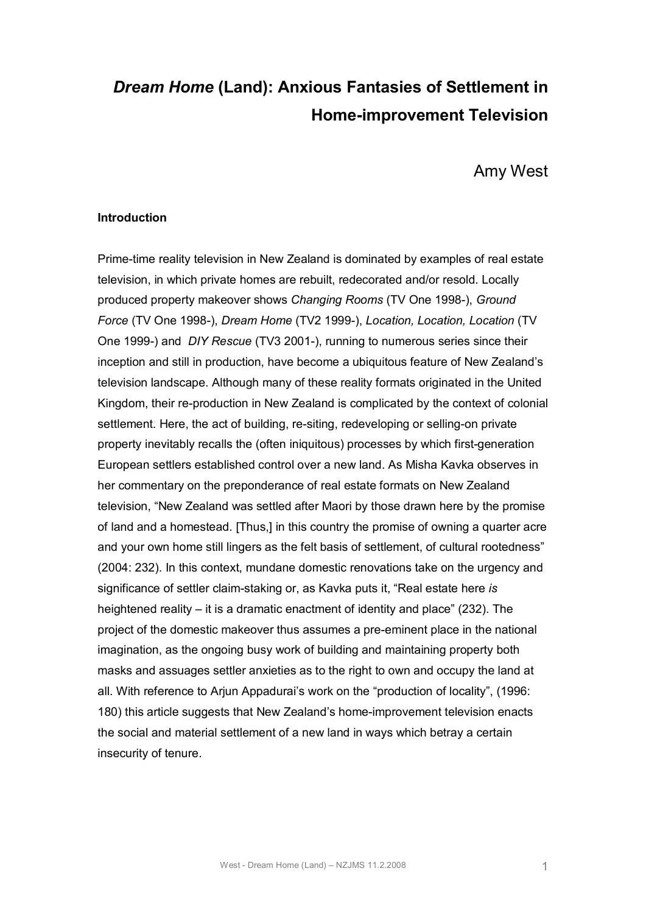# *Dream Home* (Land): Anxious Fantasies of Settlement in Home-improvement Television

Amy West

## Introduction

Prime-time reality television in New Zealand is dominated by examples of real estate television, in which private homes are rebuilt, redecorated and/or resold. Locally produced property makeover shows *Changing Rooms* (TV One 1998-), *Ground Force* (TV One 1998-), *Dream Home* (TV2 1999-), *Location, Location, Location* (TV One 1999-) and *DIY Rescue* (TV3 2001-), running to numerous series since their inception and still in production, have become a ubiquitous feature of New Zealand's television landscape. Although many of these reality formats originated in the United Kingdom, their re-production in New Zealand is complicated by the context of colonial settlement. Here, the act of building, re-siting, redeveloping or selling-on private property inevitably recalls the (often iniquitous) processes by which first-generation European settlers established control over a new land. As Misha Kavka observes in her commentary on the preponderance of real estate formats on New Zealand television, "New Zealand was settled after Maori by those drawn here by the promise of land and a homestead. [Thus,] in this country the promise of owning a quarter acre and your own home still lingers as the felt basis of settlement, of cultural rootedness" (2004: 232). In this context, mundane domestic renovations take on the urgency and significance of settler claim-staking or, as Kavka puts it, "Real estate here *is* heightened reality – it is a dramatic enactment of identity and place" (232). The project of the domestic makeover thus assumes a pre-eminent place in the national imagination, as the ongoing busy work of building and maintaining property both masks and assuages settler anxieties as to the right to own and occupy the land at all. With reference to Arjun Appadurai's work on the "production of locality", (1996: 180) this article suggests that New Zealand's home-improvement television enacts the social and material settlement of a new land in ways which betray a certain insecurity of tenure.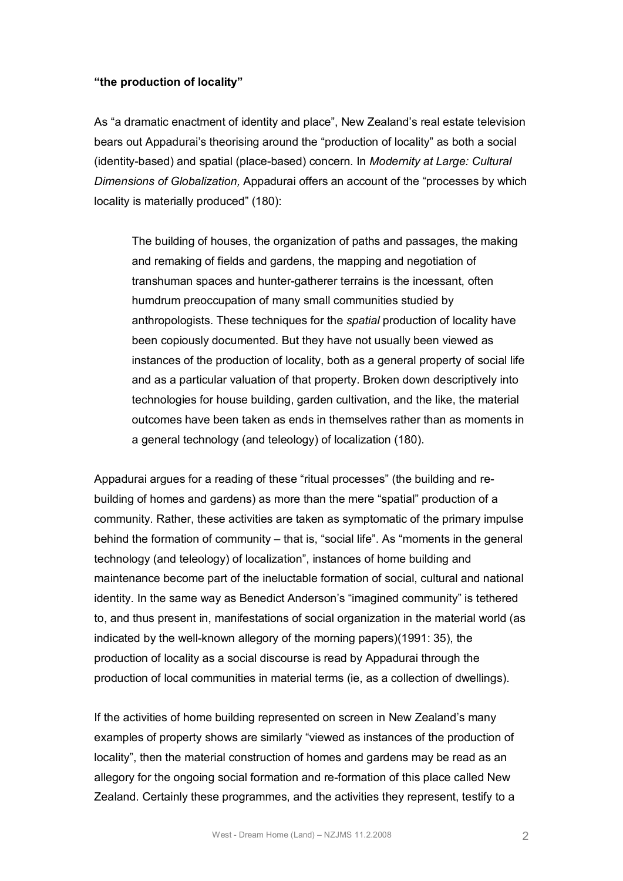**"the production of locality"**

As "a dramatic enactment of identity and place", New Zealand's real estate television bears out Appadurai's theorising around the "production of locality" as both a social (identity-based) and spatial (place-based) concern. In *Modernity at Large: Cultural Dimensions of Globalization,* Appadurai offers an account of the "processes by which locality is materially produced" (180):

> The building of houses, the organization of paths and passages, the making and remaking of fields and gardens, the mapping and negotiation of transhuman spaces and hunter-gatherer terrains is the incessant, often humdrum preoccupation of many small communities studied by anthropologists. These techniques for the *spatial* production of locality have been copiously documented. But they have not usually been viewed as instances of the production of locality, both as a general property of social life and as a particular valuation of that property. Broken down descriptively into technologies for house building, garden cultivation, and the like, the material outcomes have been taken as ends in themselves rather than as moments in a general technology (and teleology) of localization (180).

Appadurai argues for a reading of these "ritual processes" (the building and re-building of homes and gardens) as more than the mere "spatial" production of a community. Rather, these activities are taken as symptomatic of the primary impulse behind the formation of community – that is, "social life". As "moments in the general technology (and teleology) of localization", instances of home building and maintenance become part of the ineluctable formation of social, cultural and national identity. In the same way as Benedict Anderson's "imagined community" is tethered to, and thus present in, manifestations of social organization in the material world (as indicated by the well-known allegory of the morning papers)(1991: 35), the production of locality as a social discourse is read by Appadurai through the production of local communities in material terms (ie, as a collection of dwellings).

If the activities of home building represented on screen in New Zealand's many examples of property shows are similarly "viewed as instances of the production of locality", then the material construction of homes and gardens may be read as an allegory for the ongoing social formation and re-formation of this place called New Zealand. Certainly these programmes, and the activities they represent, testify to a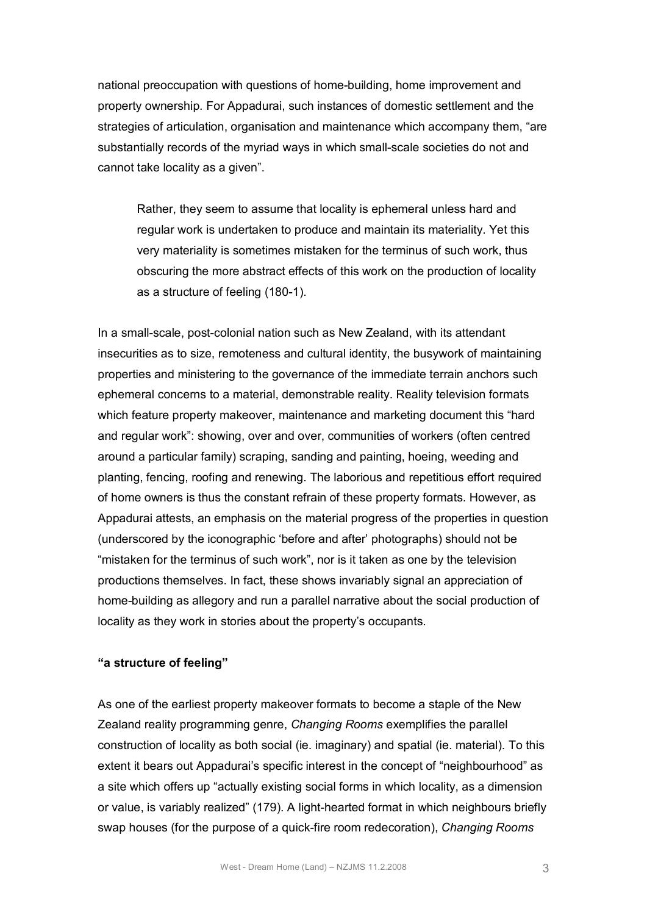national preoccupation with questions of home-building, home improvement and property ownership. For Appadurai, such instances of domestic settlement and the strategies of articulation, organisation and maintenance which accompany them, "are substantially records of the myriad ways in which small-scale societies do not and cannot take locality as a given".

> Rather, they seem to assume that locality is ephemeral unless hard and regular work is undertaken to produce and maintain its materiality. Yet this very materiality is sometimes mistaken for the terminus of such work, thus obscuring the more abstract effects of this work on the production of locality as a structure of feeling (180-1).

In a small-scale, post-colonial nation such as New Zealand, with its attendant insecurities as to size, remoteness and cultural identity, the busywork of maintaining properties and ministering to the governance of the immediate terrain anchors such ephemeral concerns to a material, demonstrable reality. Reality television formats which feature property makeover, maintenance and marketing document this "hard and regular work": showing, over and over, communities of workers (often centred around a particular family) scraping, sanding and painting, hoeing, weeding and planting, fencing, roofing and renewing. The laborious and repetitious effort required of home owners is thus the constant refrain of these property formats. However, as Appadurai attests, an emphasis on the material progress of the properties in question (underscored by the iconographic 'before and after' photographs) should not be "mistaken for the terminus of such work", nor is it taken as one by the television productions themselves. In fact, these shows invariably signal an appreciation of home-building as allegory and run a parallel narrative about the social production of locality as they work in stories about the property's occupants.

**"a structure of feeling"**

As one of the earliest property makeover formats to become a staple of the New Zealand reality programming genre, *Changing Rooms* exemplifies the parallel construction of locality as both social (ie. imaginary) and spatial (ie. material). To this extent it bears out Appadurai's specific interest in the concept of "neighbourhood" as a site which offers up "actually existing social forms in which locality, as a dimension or value, is variably realized" (179). A light-hearted format in which neighbours briefly swap houses (for the purpose of a quick-fire room redecoration), *Changing Rooms*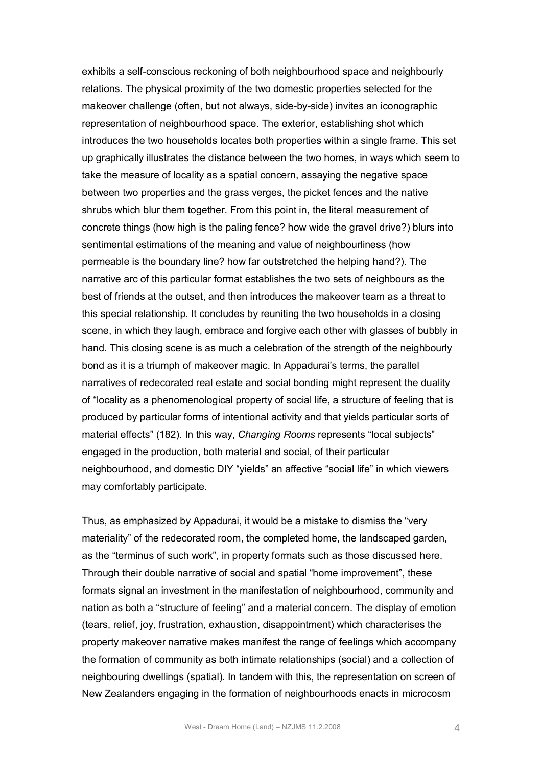exhibits a self-conscious reckoning of both neighbourhood space and neighbourly relations. The physical proximity of the two domestic properties selected for the makeover challenge (often, but not always, side-by-side) invites an iconographic representation of neighbourhood space. The exterior, establishing shot which introduces the two households locates both properties within a single frame. This set up graphically illustrates the distance between the two homes, in ways which seem to take the measure of locality as a spatial concern, assaying the negative space between two properties and the grass verges, the picket fences and the native shrubs which blur them together. From this point in, the literal measurement of concrete things (how high is the paling fence? how wide the gravel drive?) blurs into sentimental estimations of the meaning and value of neighbourliness (how permeable is the boundary line? how far outstretched the helping hand?). The narrative arc of this particular format establishes the two sets of neighbours as the best of friends at the outset, and then introduces the makeover team as a threat to this special relationship. It concludes by reuniting the two households in a closing scene, in which they laugh, embrace and forgive each other with glasses of bubbly in hand. This closing scene is as much a celebration of the strength of the neighbourly bond as it is a triumph of makeover magic. In Appadurai's terms, the parallel narratives of redecorated real estate and social bonding might represent the duality of "locality as a phenomenological property of social life, a structure of feeling that is produced by particular forms of intentional activity and that yields particular sorts of material effects" (182). In this way, *Changing Rooms* represents "local subjects" engaged in the production, both material and social, of their particular neighbourhood, and domestic DIY "yields" an affective "social life" in which viewers may comfortably participate.

Thus, as emphasized by Appadurai, it would be a mistake to dismiss the "very materiality" of the redecorated room, the completed home, the landscaped garden, as the "terminus of such work", in property formats such as those discussed here. Through their double narrative of social and spatial "home improvement", these formats signal an investment in the manifestation of neighbourhood, community and nation as both a "structure of feeling" and a material concern. The display of emotion (tears, relief, joy, frustration, exhaustion, disappointment) which characterises the property makeover narrative makes manifest the range of feelings which accompany the formation of community as both intimate relationships (social) and a collection of neighbouring dwellings (spatial). In tandem with this, the representation on screen of New Zealanders engaging in the formation of neighbourhoods enacts in microcosm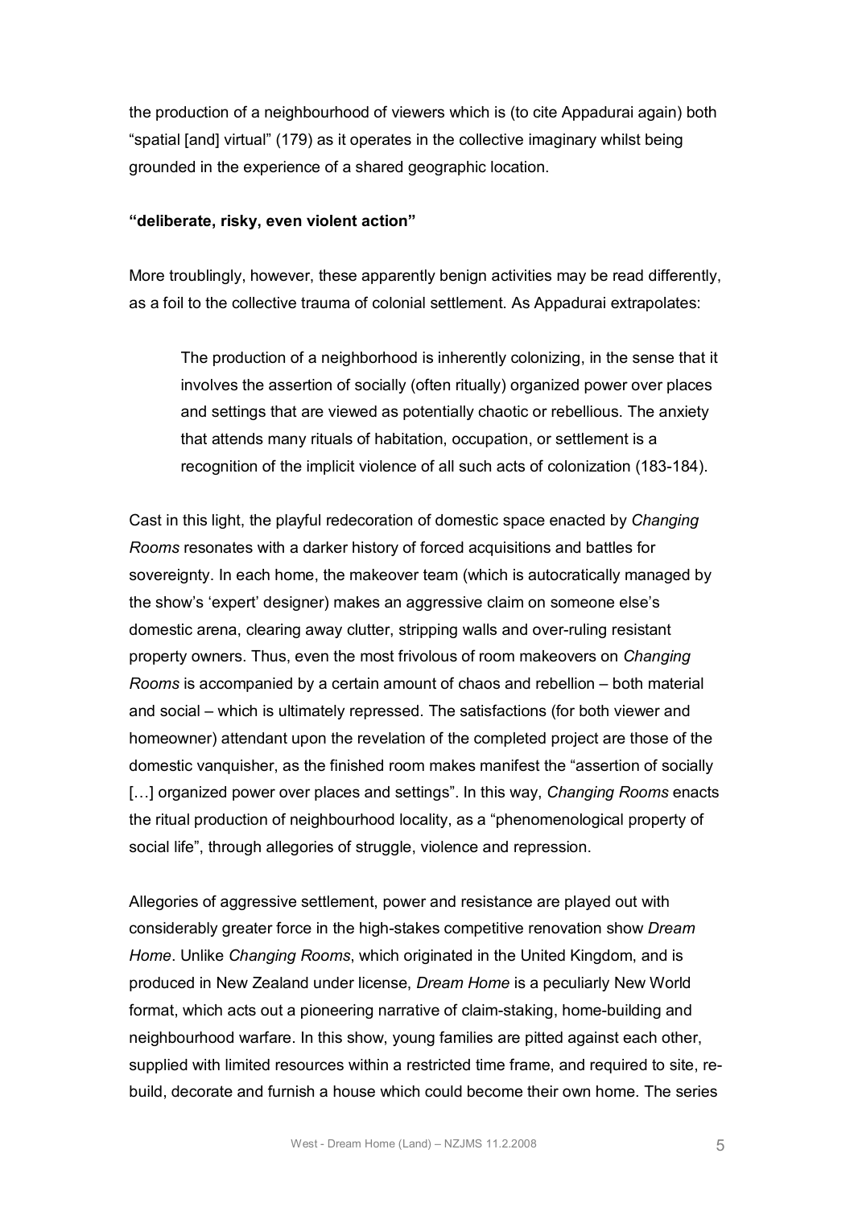the production of a neighbourhood of viewers which is (to cite Appadurai again) both "spatial [and] virtual" (179) as it operates in the collective imaginary whilst being grounded in the experience of a shared geographic location.

**"deliberate, risky, even violent action"**

More troublingly, however, these apparently benign activities may be read differently, as a foil to the collective trauma of colonial settlement. As Appadurai extrapolates:

> The production of a neighborhood is inherently colonizing, in the sense that it involves the assertion of socially (often ritually) organized power over places and settings that are viewed as potentially chaotic or rebellious. The anxiety that attends many rituals of habitation, occupation, or settlement is a recognition of the implicit violence of all such acts of colonization (183-184).

Cast in this light, the playful redecoration of domestic space enacted by *Changing Rooms* resonates with a darker history of forced acquisitions and battles for sovereignty. In each home, the makeover team (which is autocratically managed by the show's 'expert' designer) makes an aggressive claim on someone else's domestic arena, clearing away clutter, stripping walls and over-ruling resistant property owners. Thus, even the most frivolous of room makeovers on *Changing Rooms* is accompanied by a certain amount of chaos and rebellion – both material and social – which is ultimately repressed. The satisfactions (for both viewer and homeowner) attendant upon the revelation of the completed project are those of the domestic vanquisher, as the finished room makes manifest the "assertion of socially […] organized power over places and settings". In this way, *Changing Rooms* enacts the ritual production of neighbourhood locality, as a "phenomenological property of social life", through allegories of struggle, violence and repression.

Allegories of aggressive settlement, power and resistance are played out with considerably greater force in the high-stakes competitive renovation show *Dream Home*. Unlike *Changing Rooms*, which originated in the United Kingdom, and is produced in New Zealand under license, *Dream Home* is a peculiarly New World format, which acts out a pioneering narrative of claim-staking, home-building and neighbourhood warfare. In this show, young families are pitted against each other, supplied with limited resources within a restricted time frame, and required to site, re-build, decorate and furnish a house which could become their own home. The series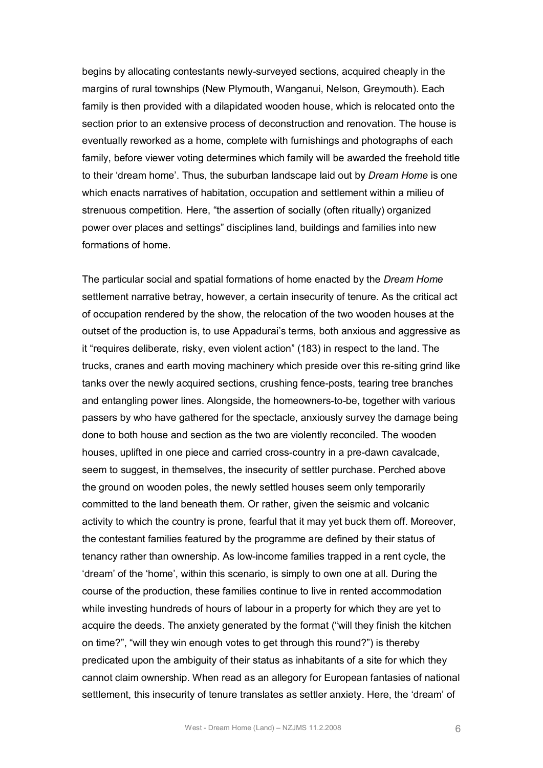begins by allocating contestants newly-surveyed sections, acquired cheaply in the margins of rural townships (New Plymouth, Wanganui, Nelson, Greymouth). Each family is then provided with a dilapidated wooden house, which is relocated onto the section prior to an extensive process of deconstruction and renovation. The house is eventually reworked as a home, complete with furnishings and photographs of each family, before viewer voting determines which family will be awarded the freehold title to their 'dream home'. Thus, the suburban landscape laid out by *Dream Home* is one which enacts narratives of habitation, occupation and settlement within a milieu of strenuous competition. Here, "the assertion of socially (often ritually) organized power over places and settings" disciplines land, buildings and families into new formations of home.

The particular social and spatial formations of home enacted by the *Dream Home* settlement narrative betray, however, a certain insecurity of tenure. As the critical act of occupation rendered by the show, the relocation of the two wooden houses at the outset of the production is, to use Appadurai's terms, both anxious and aggressive as it "requires deliberate, risky, even violent action" (183) in respect to the land. The trucks, cranes and earth moving machinery which preside over this re-siting grind like tanks over the newly acquired sections, crushing fence-posts, tearing tree branches and entangling power lines. Alongside, the homeowners-to-be, together with various passers by who have gathered for the spectacle, anxiously survey the damage being done to both house and section as the two are violently reconciled. The wooden houses, uplifted in one piece and carried cross-country in a pre-dawn cavalcade, seem to suggest, in themselves, the insecurity of settler purchase. Perched above the ground on wooden poles, the newly settled houses seem only temporarily committed to the land beneath them. Or rather, given the seismic and volcanic activity to which the country is prone, fearful that it may yet buck them off. Moreover, the contestant families featured by the programme are defined by their status of tenancy rather than ownership. As low-income families trapped in a rent cycle, the 'dream' of the 'home', within this scenario, is simply to own one at all. During the course of the production, these families continue to live in rented accommodation while investing hundreds of hours of labour in a property for which they are yet to acquire the deeds. The anxiety generated by the format ("will they finish the kitchen on time?", "will they win enough votes to get through this round?") is thereby predicated upon the ambiguity of their status as inhabitants of a site for which they cannot claim ownership. When read as an allegory for European fantasies of national settlement, this insecurity of tenure translates as settler anxiety. Here, the 'dream' of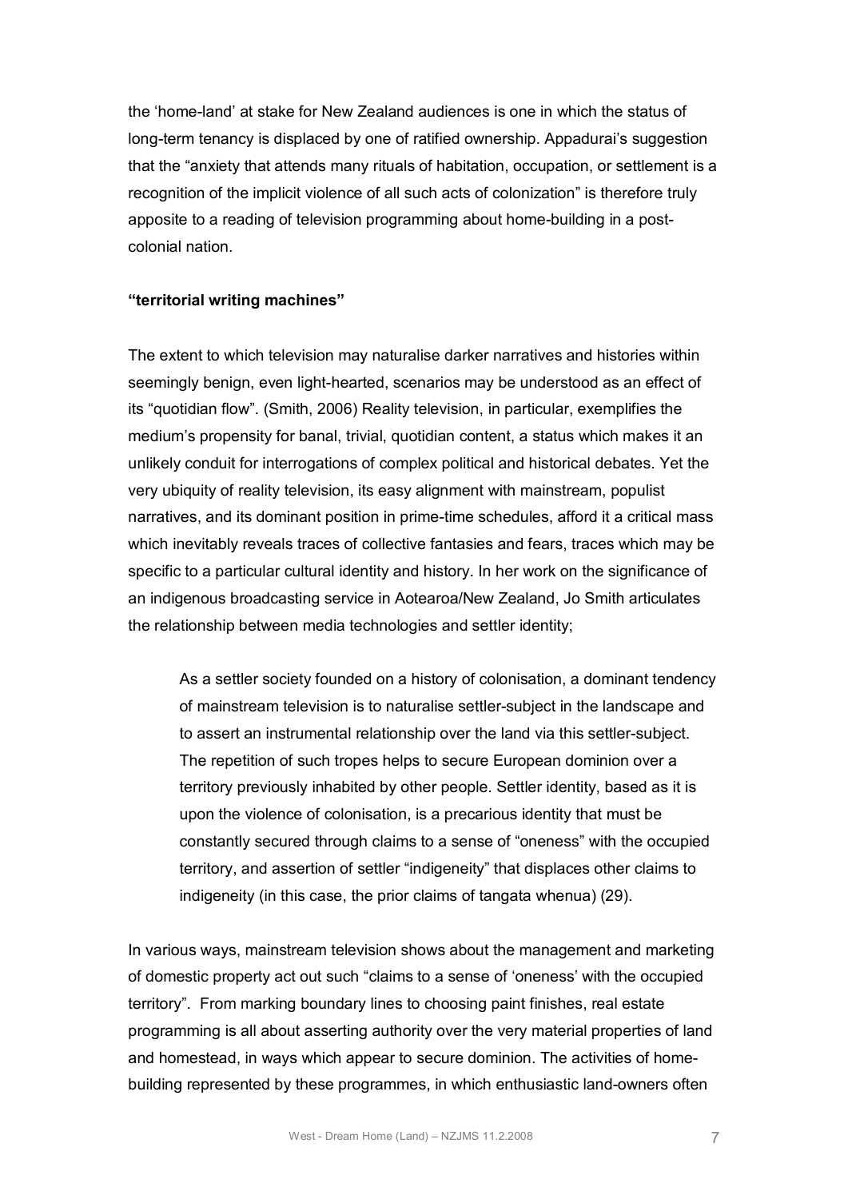the 'home-land' at stake for New Zealand audiences is one in which the status of long-term tenancy is displaced by one of ratified ownership. Appadurai's suggestion that the "anxiety that attends many rituals of habitation, occupation, or settlement is a recognition of the implicit violence of all such acts of colonization" is therefore truly apposite to a reading of television programming about home-building in a post-colonial nation.

**"territorial writing machines"**

The extent to which television may naturalise darker narratives and histories within seemingly benign, even light-hearted, scenarios may be understood as an effect of its "quotidian flow". (Smith, 2006) Reality television, in particular, exemplifies the medium's propensity for banal, trivial, quotidian content, a status which makes it an unlikely conduit for interrogations of complex political and historical debates. Yet the very ubiquity of reality television, its easy alignment with mainstream, populist narratives, and its dominant position in prime-time schedules, afford it a critical mass which inevitably reveals traces of collective fantasies and fears, traces which may be specific to a particular cultural identity and history. In her work on the significance of an indigenous broadcasting service in Aotearoa/New Zealand, Jo Smith articulates the relationship between media technologies and settler identity;

> As a settler society founded on a history of colonisation, a dominant tendency of mainstream television is to naturalise settler-subject in the landscape and to assert an instrumental relationship over the land via this settler-subject. The repetition of such tropes helps to secure European dominion over a territory previously inhabited by other people. Settler identity, based as it is upon the violence of colonisation, is a precarious identity that must be constantly secured through claims to a sense of "oneness" with the occupied territory, and assertion of settler "indigeneity" that displaces other claims to indigeneity (in this case, the prior claims of tangata whenua) (29).

In various ways, mainstream television shows about the management and marketing of domestic property act out such "claims to a sense of 'oneness' with the occupied territory". From marking boundary lines to choosing paint finishes, real estate programming is all about asserting authority over the very material properties of land and homestead, in ways which appear to secure dominion. The activities of home-building represented by these programmes, in which enthusiastic land-owners often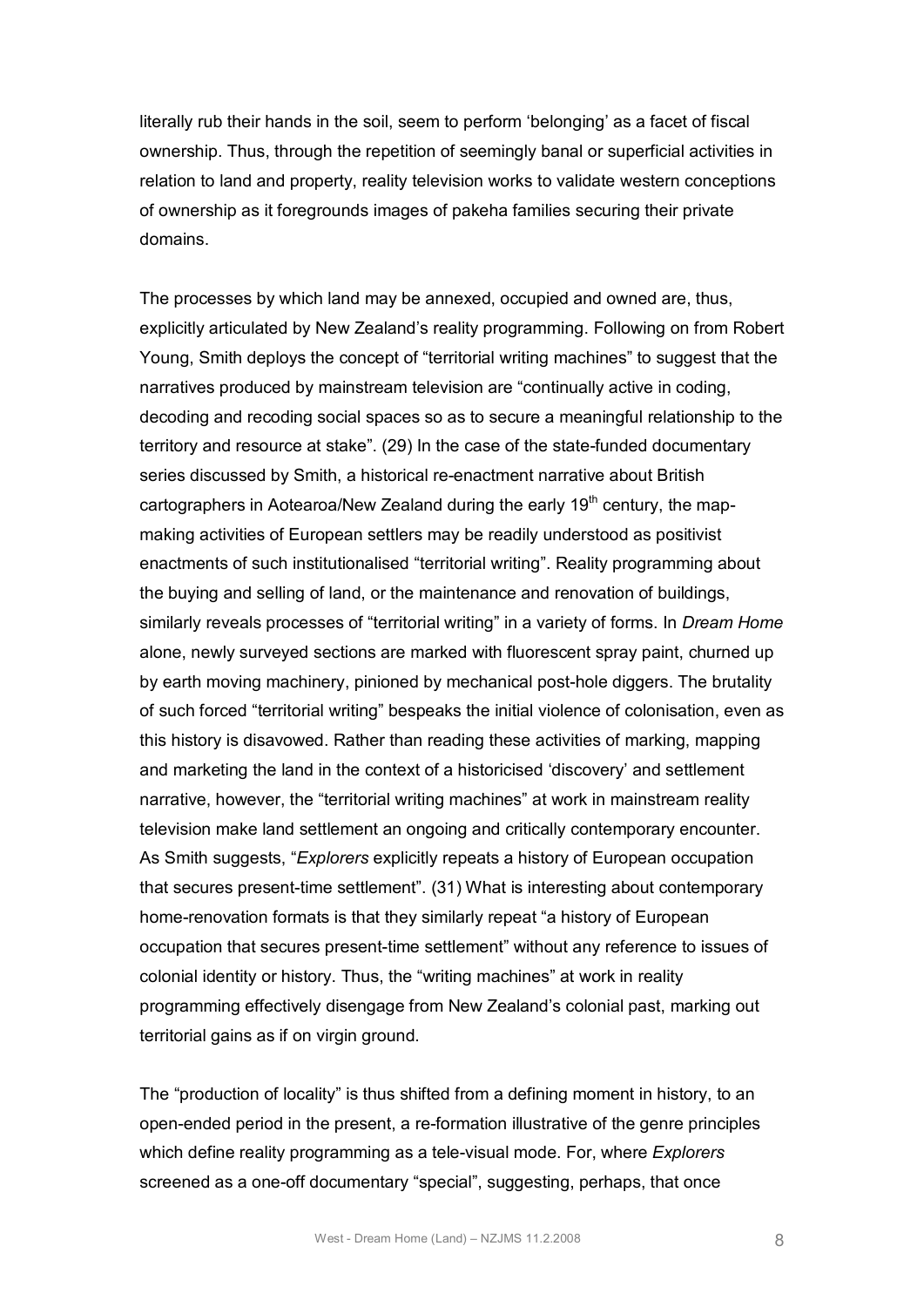literally rub their hands in the soil, seem to perform 'belonging' as a facet of fiscal ownership. Thus, through the repetition of seemingly banal or superficial activities in relation to land and property, reality television works to validate western conceptions of ownership as it foregrounds images of pakeha families securing their private domains.

The processes by which land may be annexed, occupied and owned are, thus, explicitly articulated by New Zealand's reality programming. Following on from Robert Young, Smith deploys the concept of "territorial writing machines" to suggest that the narratives produced by mainstream television are "continually active in coding, decoding and recoding social spaces so as to secure a meaningful relationship to the territory and resource at stake". (29) In the case of the state-funded documentary series discussed by Smith, a historical re-enactment narrative about British cartographers in Aotearoa/New Zealand during the early 19th century, the map-making activities of European settlers may be readily understood as positivist enactments of such institutionalised "territorial writing". Reality programming about the buying and selling of land, or the maintenance and renovation of buildings, similarly reveals processes of "territorial writing" in a variety of forms. In *Dream Home* alone, newly surveyed sections are marked with fluorescent spray paint, churned up by earth moving machinery, pinioned by mechanical post-hole diggers. The brutality of such forced "territorial writing" bespeaks the initial violence of colonisation, even as this history is disavowed. Rather than reading these activities of marking, mapping and marketing the land in the context of a historicised 'discovery' and settlement narrative, however, the "territorial writing machines" at work in mainstream reality television make land settlement an ongoing and critically contemporary encounter. As Smith suggests, "*Explorers* explicitly repeats a history of European occupation that secures present-time settlement". (31) What is interesting about contemporary home-renovation formats is that they similarly repeat "a history of European occupation that secures present-time settlement" without any reference to issues of colonial identity or history. Thus, the "writing machines" at work in reality programming effectively disengage from New Zealand's colonial past, marking out territorial gains as if on virgin ground.

The "production of locality" is thus shifted from a defining moment in history, to an open-ended period in the present, a re-formation illustrative of the genre principles which define reality programming as a tele-visual mode. For, where *Explorers* screened as a one-off documentary "special", suggesting, perhaps, that once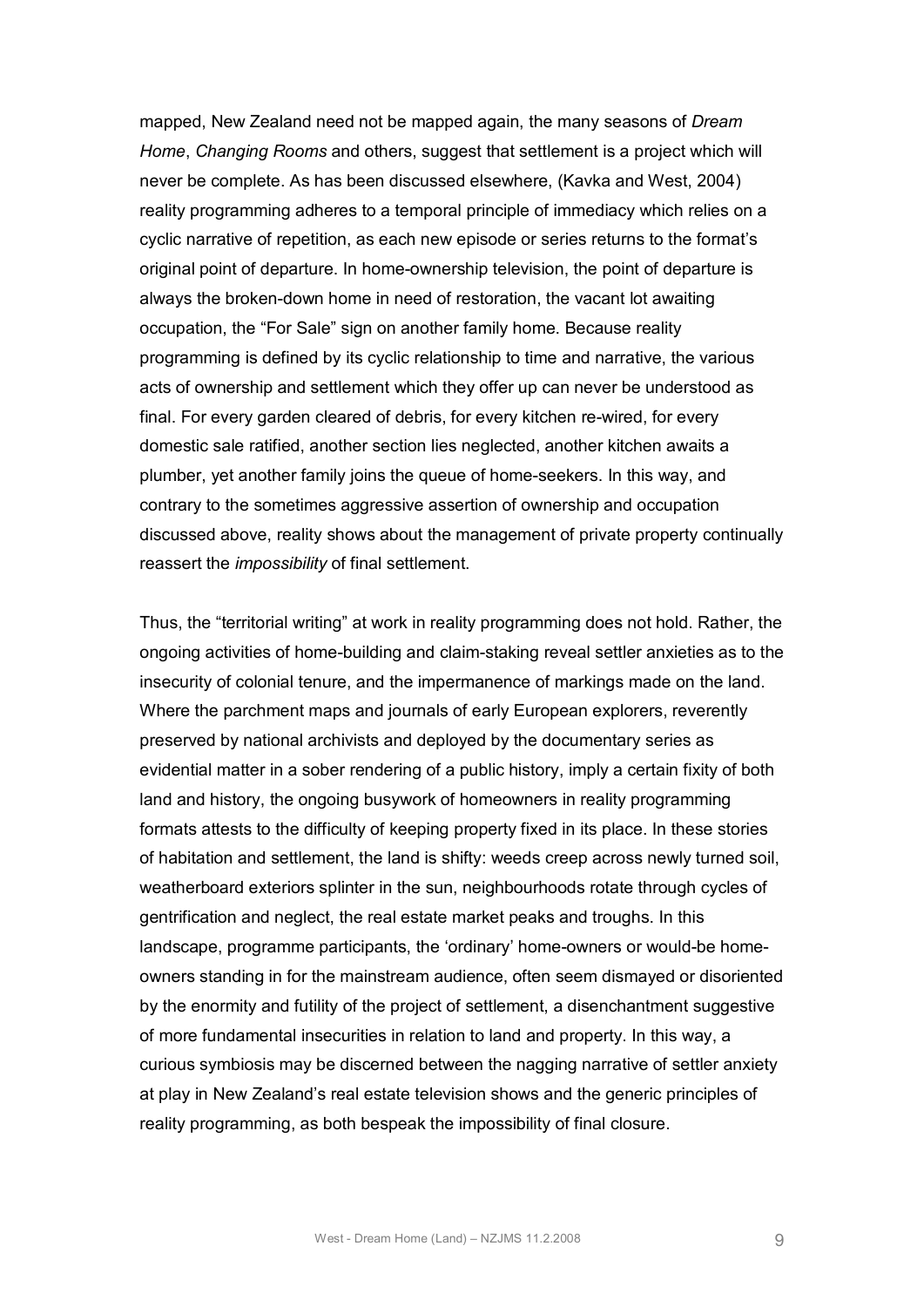mapped, New Zealand need not be mapped again, the many seasons of *Dream Home*, *Changing Rooms* and others, suggest that settlement is a project which will never be complete. As has been discussed elsewhere, (Kavka and West, 2004) reality programming adheres to a temporal principle of immediacy which relies on a cyclic narrative of repetition, as each new episode or series returns to the format's original point of departure. In home-ownership television, the point of departure is always the broken-down home in need of restoration, the vacant lot awaiting occupation, the "For Sale" sign on another family home. Because reality programming is defined by its cyclic relationship to time and narrative, the various acts of ownership and settlement which they offer up can never be understood as final. For every garden cleared of debris, for every kitchen re-wired, for every domestic sale ratified, another section lies neglected, another kitchen awaits a plumber, yet another family joins the queue of home-seekers. In this way, and contrary to the sometimes aggressive assertion of ownership and occupation discussed above, reality shows about the management of private property continually reassert the *impossibility* of final settlement.

Thus, the "territorial writing" at work in reality programming does not hold. Rather, the ongoing activities of home-building and claim-staking reveal settler anxieties as to the insecurity of colonial tenure, and the impermanence of markings made on the land. Where the parchment maps and journals of early European explorers, reverently preserved by national archivists and deployed by the documentary series as evidential matter in a sober rendering of a public history, imply a certain fixity of both land and history, the ongoing busywork of homeowners in reality programming formats attests to the difficulty of keeping property fixed in its place. In these stories of habitation and settlement, the land is shifty: weeds creep across newly turned soil, weatherboard exteriors splinter in the sun, neighbourhoods rotate through cycles of gentrification and neglect, the real estate market peaks and troughs. In this landscape, programme participants, the 'ordinary' home-owners or would-be home-owners standing in for the mainstream audience, often seem dismayed or disoriented by the enormity and futility of the project of settlement, a disenchantment suggestive of more fundamental insecurities in relation to land and property. In this way, a curious symbiosis may be discerned between the nagging narrative of settler anxiety at play in New Zealand's real estate television shows and the generic principles of reality programming, as both bespeak the impossibility of final closure.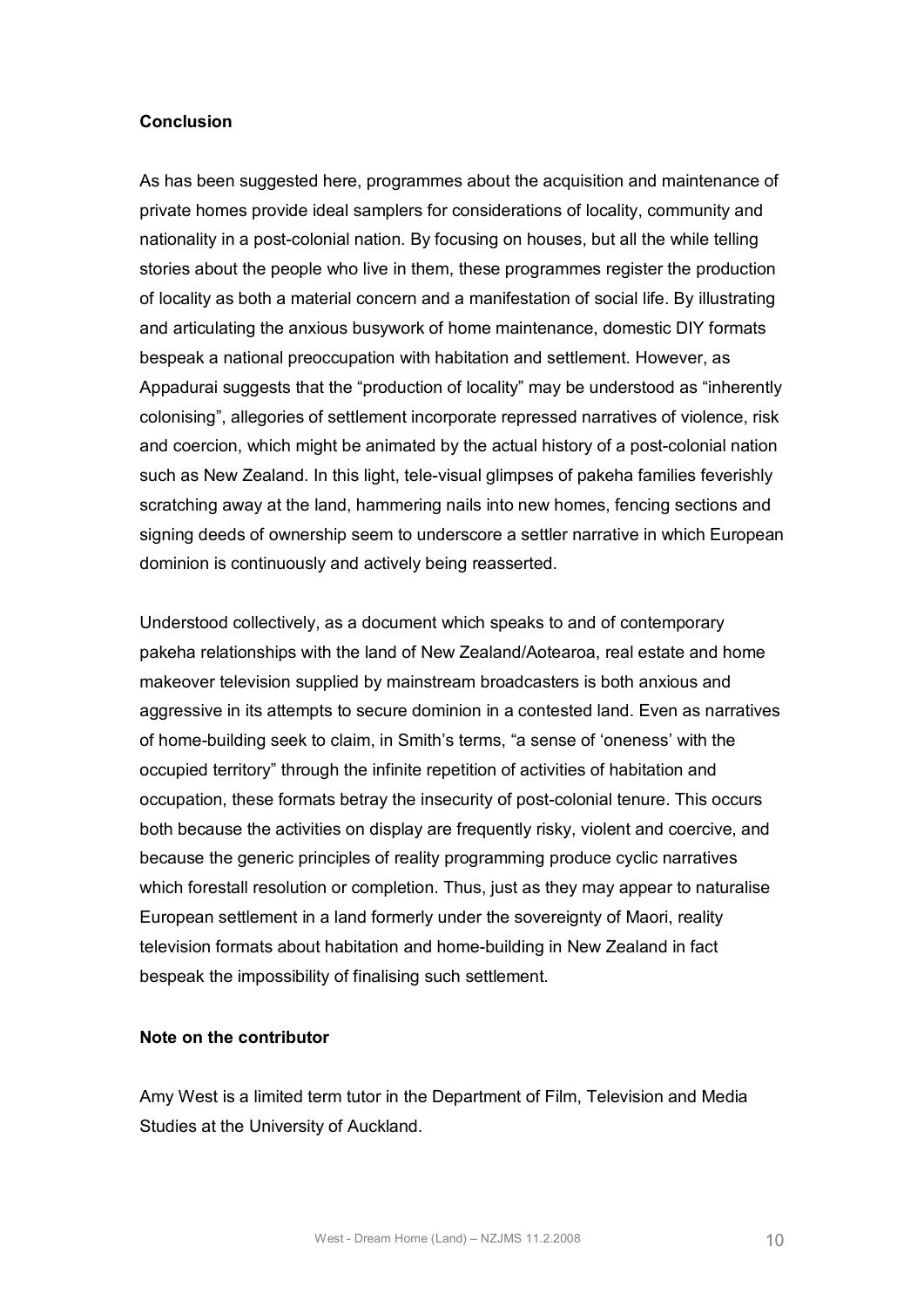### Conclusion

As has been suggested here, programmes about the acquisition and maintenance of private homes provide ideal samplers for considerations of locality, community and nationality in a post-colonial nation. By focusing on houses, but all the while telling stories about the people who live in them, these programmes register the production of locality as both a material concern and a manifestation of social life. By illustrating and articulating the anxious busywork of home maintenance, domestic DIY formats bespeak a national preoccupation with habitation and settlement. However, as Appadurai suggests that the "production of locality" may be understood as "inherently colonising", allegories of settlement incorporate repressed narratives of violence, risk and coercion, which might be animated by the actual history of a post-colonial nation such as New Zealand. In this light, tele-visual glimpses of pakeha families feverishly scratching away at the land, hammering nails into new homes, fencing sections and signing deeds of ownership seem to underscore a settler narrative in which European dominion is continuously and actively being reasserted.

Understood collectively, as a document which speaks to and of contemporary pakeha relationships with the land of New Zealand/Aotearoa, real estate and home makeover television supplied by mainstream broadcasters is both anxious and aggressive in its attempts to secure dominion in a contested land. Even as narratives of home-building seek to claim, in Smith's terms, "a sense of 'oneness' with the occupied territory" through the infinite repetition of activities of habitation and occupation, these formats betray the insecurity of post-colonial tenure. This occurs both because the activities on display are frequently risky, violent and coercive, and because the generic principles of reality programming produce cyclic narratives which forestall resolution or completion. Thus, just as they may appear to naturalise European settlement in a land formerly under the sovereignty of Maori, reality television formats about habitation and home-building in New Zealand in fact bespeak the impossibility of finalising such settlement.

### Note on the contributor

Amy West is a limited term tutor in the Department of Film, Television and Media Studies at the University of Auckland.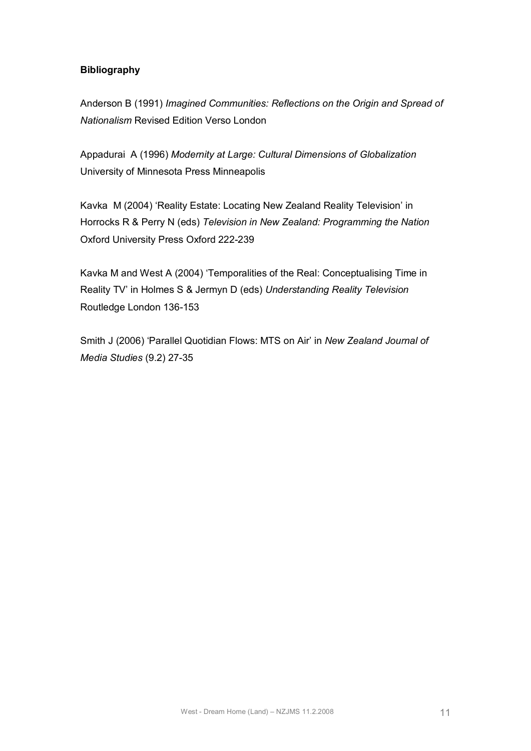**Bibliography**

Anderson B (1991) *Imagined Communities: Reflections on the Origin and Spread of Nationalism* Revised Edition Verso London

Appadurai A (1996) *Modernity at Large: Cultural Dimensions of Globalization* University of Minnesota Press Minneapolis

Kavka M (2004) 'Reality Estate: Locating New Zealand Reality Television' in Horrocks R & Perry N (eds) *Television in New Zealand: Programming the Nation* Oxford University Press Oxford 222-239

Kavka M and West A (2004) 'Temporalities of the Real: Conceptualising Time in Reality TV' in Holmes S & Jermyn D (eds) *Understanding Reality Television* Routledge London 136-153

Smith J (2006) 'Parallel Quotidian Flows: MTS on Air' in *New Zealand Journal of Media Studies* (9.2) 27-35